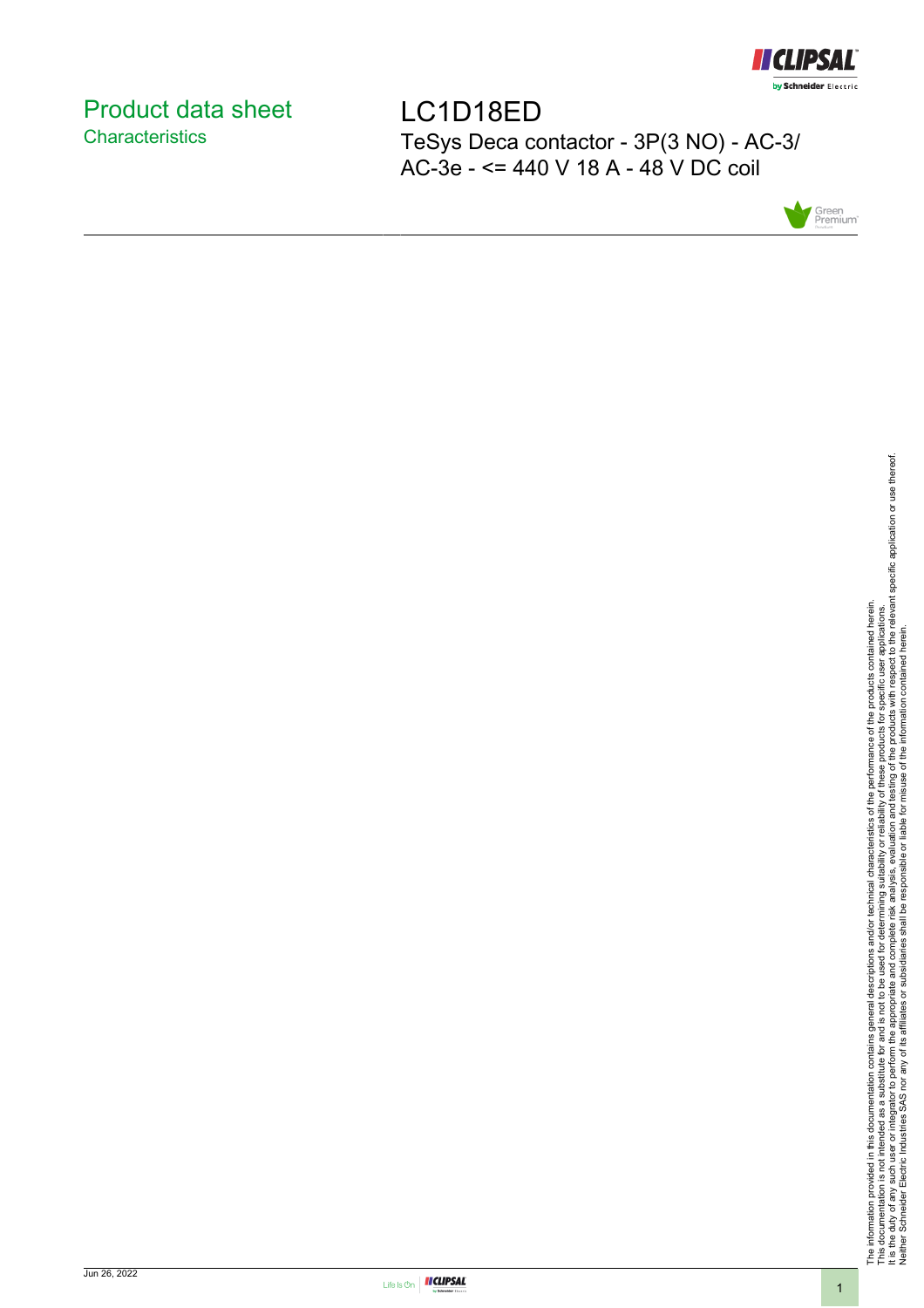# Product data sheet
## Characteristics

# LC1D18ED

TeSys Deca contactor - 3P(3 NO) - AC-3/ AC-3e - <= 440 V 18 A - 48 V DC coil

The information provided in this documentation contains general descriptions and/or technical characteristics of the performance of the products contained herein.
This documentation is not intended as a substitute for and is not to be used for determining suitability or reliability of these products for specific user applications.
It is the duty of any such user or integrator to perform the appropriate and complete risk analysis, evaluation and testing of the products with respect to the relevant specific application or use thereof.
Neither Schneider Electric Industries SAS nor any of its affiliates or subsidiaries shall be responsible or liable for misuse of the information contained herein.

Jun 26, 2022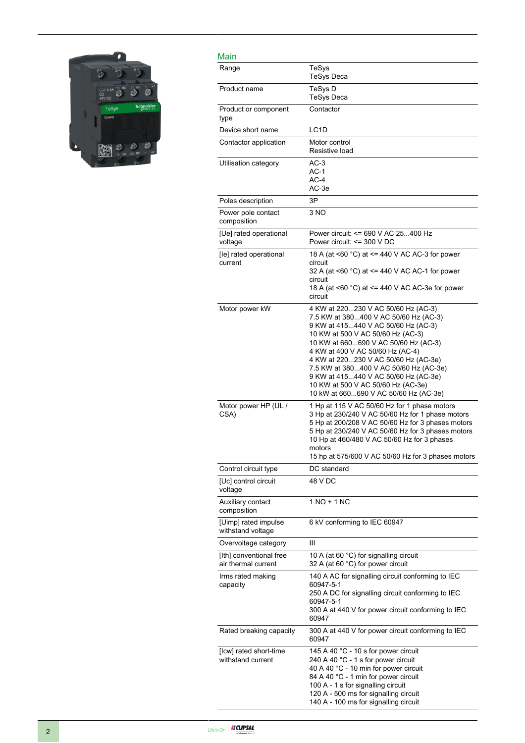## Main

| | |
|---|---|
| Range | TeSys<br>TeSys Deca |
| Product name | TeSys D<br>TeSys Deca |
| Product or component type | Contactor |
| Device short name | LC1D |
| Contactor application | Motor control<br>Resistive load |
| Utilisation category | AC-3<br>AC-1<br>AC-4<br>AC-3e |
| Poles description | 3P |
| Power pole contact composition | 3 NO |
| [Ue] rated operational voltage | Power circuit: <= 690 V AC 25...400 Hz<br>Power circuit: <= 300 V DC |
| [Ie] rated operational current | 18 A (at <60 °C) at <= 440 V AC AC-3 for power circuit<br>32 A (at <60 °C) at <= 440 V AC AC-1 for power circuit<br>18 A (at <60 °C) at <= 440 V AC AC-3e for power circuit |
| Motor power kW | 4 KW at 220...230 V AC 50/60 Hz (AC-3)<br>7.5 KW at 380...400 V AC 50/60 Hz (AC-3)<br>9 KW at 415...440 V AC 50/60 Hz (AC-3)<br>10 KW at 500 V AC 50/60 Hz (AC-3)<br>10 KW at 660...690 V AC 50/60 Hz (AC-3)<br>4 KW at 400 V AC 50/60 Hz (AC-4)<br>4 KW at 220...230 V AC 50/60 Hz (AC-3e)<br>7.5 KW at 380...400 V AC 50/60 Hz (AC-3e)<br>9 KW at 415...440 V AC 50/60 Hz (AC-3e)<br>10 KW at 500 V AC 50/60 Hz (AC-3e)<br>10 kW at 660...690 V AC 50/60 Hz (AC-3e) |
| Motor power HP (UL / CSA) | 1 Hp at 115 V AC 50/60 Hz for 1 phase motors<br>3 Hp at 230/240 V AC 50/60 Hz for 1 phase motors<br>5 Hp at 200/208 V AC 50/60 Hz for 3 phases motors<br>5 Hp at 230/240 V AC 50/60 Hz for 3 phases motors<br>10 Hp at 460/480 V AC 50/60 Hz for 3 phases motors<br>15 hp at 575/600 V AC 50/60 Hz for 3 phases motors |
| Control circuit type | DC standard |
| [Uc] control circuit voltage | 48 V DC |
| Auxiliary contact composition | 1 NO + 1 NC |
| [Uimp] rated impulse withstand voltage | 6 kV conforming to IEC 60947 |
| Overvoltage category | III |
| [Ith] conventional free air thermal current | 10 A (at 60 °C) for signalling circuit<br>32 A (at 60 °C) for power circuit |
| Irms rated making capacity | 140 A AC for signalling circuit conforming to IEC 60947-5-1<br>250 A DC for signalling circuit conforming to IEC 60947-5-1<br>300 A at 440 V for power circuit conforming to IEC 60947 |
| Rated breaking capacity | 300 A at 440 V for power circuit conforming to IEC 60947 |
| [Icw] rated short-time withstand current | 145 A 40 °C - 10 s for power circuit<br>240 A 40 °C - 1 s for power circuit<br>40 A 40 °C - 10 min for power circuit<br>84 A 40 °C - 1 min for power circuit<br>100 A - 1 s for signalling circuit<br>120 A - 500 ms for signalling circuit<br>140 A - 100 ms for signalling circuit |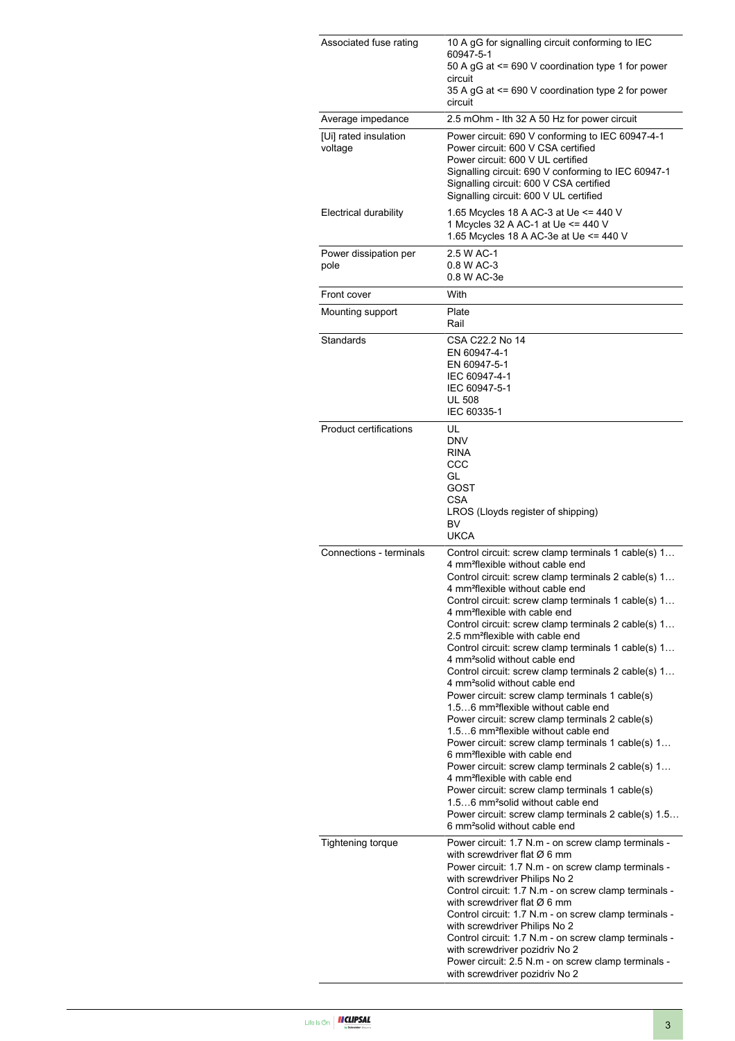| | |
|---|---|
| Associated fuse rating | 10 A gG for signalling circuit conforming to IEC 60947-5-1<br>50 A gG at <= 690 V coordination type 1 for power circuit<br>35 A gG at <= 690 V coordination type 2 for power circuit |
| Average impedance | 2.5 mOhm - Ith 32 A 50 Hz for power circuit |
| [Ui] rated insulation voltage | Power circuit: 690 V conforming to IEC 60947-4-1<br>Power circuit: 600 V CSA certified<br>Power circuit: 600 V UL certified<br>Signalling circuit: 690 V conforming to IEC 60947-1<br>Signalling circuit: 600 V CSA certified<br>Signalling circuit: 600 V UL certified |
| Electrical durability | 1.65 Mcycles 18 A AC-3 at Ue <= 440 V<br>1 Mcycles 32 A AC-1 at Ue <= 440 V<br>1.65 Mcycles 18 A AC-3e at Ue <= 440 V |
| Power dissipation per pole | 2.5 W AC-1<br>0.8 W AC-3<br>0.8 W AC-3e |
| Front cover | With |
| Mounting support | Plate<br>Rail |
| Standards | CSA C22.2 No 14<br>EN 60947-4-1<br>EN 60947-5-1<br>IEC 60947-4-1<br>IEC 60947-5-1<br>UL 508<br>IEC 60335-1 |
| Product certifications | UL<br>DNV<br>RINA<br>CCC<br>GL<br>GOST<br>CSA<br>LROS (Lloyds register of shipping)<br>BV<br>UKCA |
| Connections - terminals | Control circuit: screw clamp terminals 1 cable(s) 1…4 mm²flexible without cable end<br>Control circuit: screw clamp terminals 2 cable(s) 1…4 mm²flexible without cable end<br>Control circuit: screw clamp terminals 1 cable(s) 1…4 mm²flexible with cable end<br>Control circuit: screw clamp terminals 2 cable(s) 1…2.5 mm²flexible with cable end<br>Control circuit: screw clamp terminals 1 cable(s) 1…4 mm²solid without cable end<br>Control circuit: screw clamp terminals 2 cable(s) 1…4 mm²solid without cable end<br>Power circuit: screw clamp terminals 1 cable(s) 1.5…6 mm²flexible without cable end<br>Power circuit: screw clamp terminals 2 cable(s) 1.5…6 mm²flexible without cable end<br>Power circuit: screw clamp terminals 1 cable(s) 1…6 mm²flexible with cable end<br>Power circuit: screw clamp terminals 2 cable(s) 1…4 mm²flexible with cable end<br>Power circuit: screw clamp terminals 1 cable(s) 1.5…6 mm²solid without cable end<br>Power circuit: screw clamp terminals 2 cable(s) 1.5…6 mm²solid without cable end |
| Tightening torque | Power circuit: 1.7 N.m - on screw clamp terminals - with screwdriver flat Ø 6 mm<br>Power circuit: 1.7 N.m - on screw clamp terminals - with screwdriver Philips No 2<br>Control circuit: 1.7 N.m - on screw clamp terminals - with screwdriver flat Ø 6 mm<br>Control circuit: 1.7 N.m - on screw clamp terminals - with screwdriver Philips No 2<br>Control circuit: 1.7 N.m - on screw clamp terminals - with screwdriver pozidriv No 2<br>Power circuit: 2.5 N.m - on screw clamp terminals - with screwdriver pozidriv No 2 |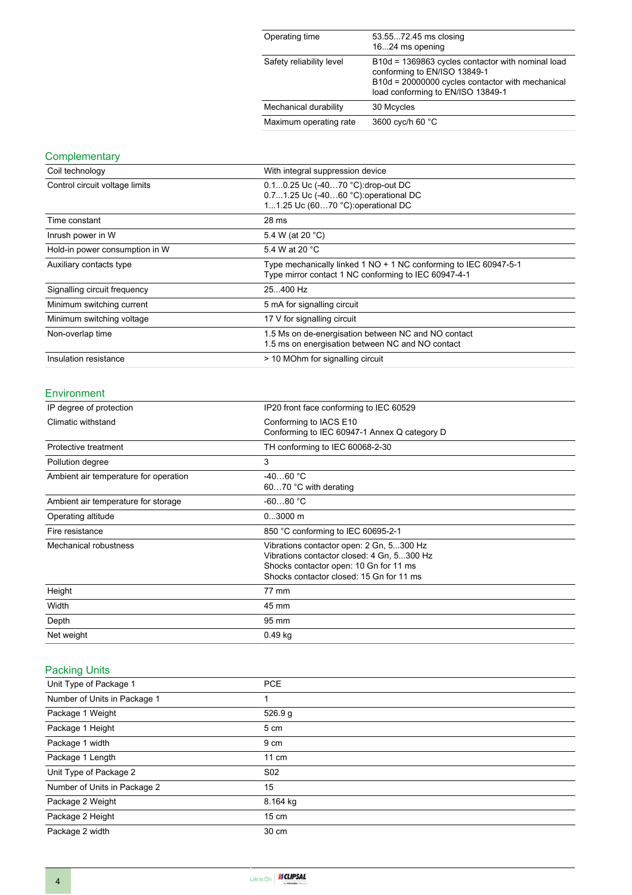| | |
|---|---|
| Operating time | 53.55...72.45 ms closing<br>16...24 ms opening |
| Safety reliability level | B10d = 1369863 cycles contactor with nominal load conforming to EN/ISO 13849-1<br>B10d = 20000000 cycles contactor with mechanical load conforming to EN/ISO 13849-1 |
| Mechanical durability | 30 Mcycles |
| Maximum operating rate | 3600 cyc/h 60 °C |

## Complementary

| | |
|---|---|
| Coil technology | With integral suppression device |
| Control circuit voltage limits | 0.1...0.25 Uc (-40…70 °C):drop-out DC<br>0.7...1.25 Uc (-40…60 °C):operational DC<br>1...1.25 Uc (60…70 °C):operational DC |
| Time constant | 28 ms |
| Inrush power in W | 5.4 W (at 20 °C) |
| Hold-in power consumption in W | 5.4 W at 20 °C |
| Auxiliary contacts type | Type mechanically linked 1 NO + 1 NC conforming to IEC 60947-5-1<br>Type mirror contact 1 NC conforming to IEC 60947-4-1 |
| Signalling circuit frequency | 25...400 Hz |
| Minimum switching current | 5 mA for signalling circuit |
| Minimum switching voltage | 17 V for signalling circuit |
| Non-overlap time | 1.5 Ms on de-energisation between NC and NO contact<br>1.5 ms on energisation between NC and NO contact |
| Insulation resistance | > 10 MOhm for signalling circuit |

## Environment

| | |
|---|---|
| IP degree of protection | IP20 front face conforming to IEC 60529 |
| Climatic withstand | Conforming to IACS E10<br>Conforming to IEC 60947-1 Annex Q category D |
| Protective treatment | TH conforming to IEC 60068-2-30 |
| Pollution degree | 3 |
| Ambient air temperature for operation | -40…60 °C<br>60…70 °C with derating |
| Ambient air temperature for storage | -60…80 °C |
| Operating altitude | 0...3000 m |
| Fire resistance | 850 °C conforming to IEC 60695-2-1 |
| Mechanical robustness | Vibrations contactor open: 2 Gn, 5...300 Hz<br>Vibrations contactor closed: 4 Gn, 5...300 Hz<br>Shocks contactor open: 10 Gn for 11 ms<br>Shocks contactor closed: 15 Gn for 11 ms |
| Height | 77 mm |
| Width | 45 mm |
| Depth | 95 mm |
| Net weight | 0.49 kg |

## Packing Units

| | |
|---|---|
| Unit Type of Package 1 | PCE |
| Number of Units in Package 1 | 1 |
| Package 1 Weight | 526.9 g |
| Package 1 Height | 5 cm |
| Package 1 width | 9 cm |
| Package 1 Length | 11 cm |
| Unit Type of Package 2 | S02 |
| Number of Units in Package 2 | 15 |
| Package 2 Weight | 8.164 kg |
| Package 2 Height | 15 cm |
| Package 2 width | 30 cm |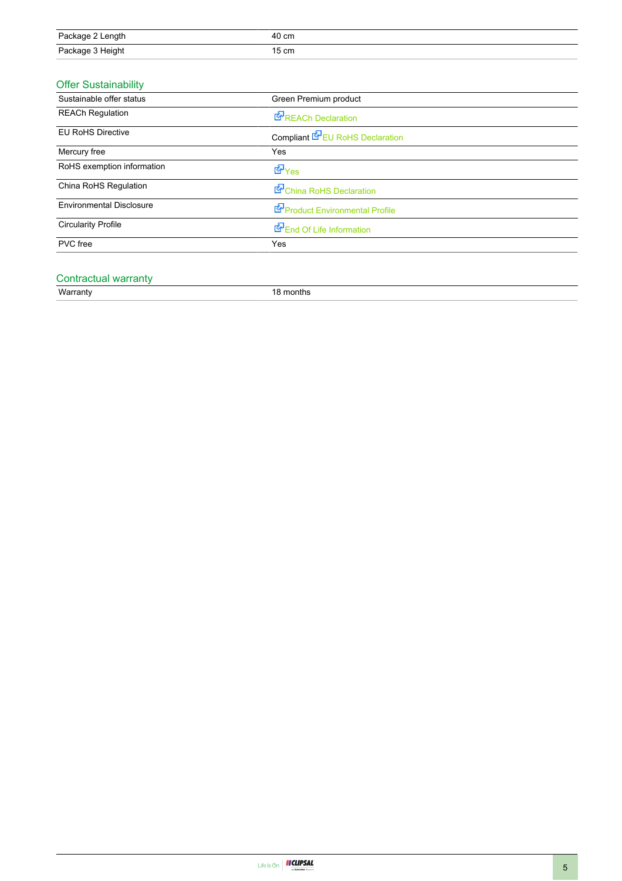| | |
|---|---|
| Package 2 Length | 40 cm |
| Package 3 Height | 15 cm |

## Offer Sustainability

| | |
|---|---|
| Sustainable offer status | Green Premium product |
| REACh Regulation | REACh Declaration |
| EU RoHS Directive | Compliant EU RoHS Declaration |
| Mercury free | Yes |
| RoHS exemption information | Yes |
| China RoHS Regulation | China RoHS Declaration |
| Environmental Disclosure | Product Environmental Profile |
| Circularity Profile | End Of Life Information |
| PVC free | Yes |

## Contractual warranty

| | |
|---|---|
| Warranty | 18 months |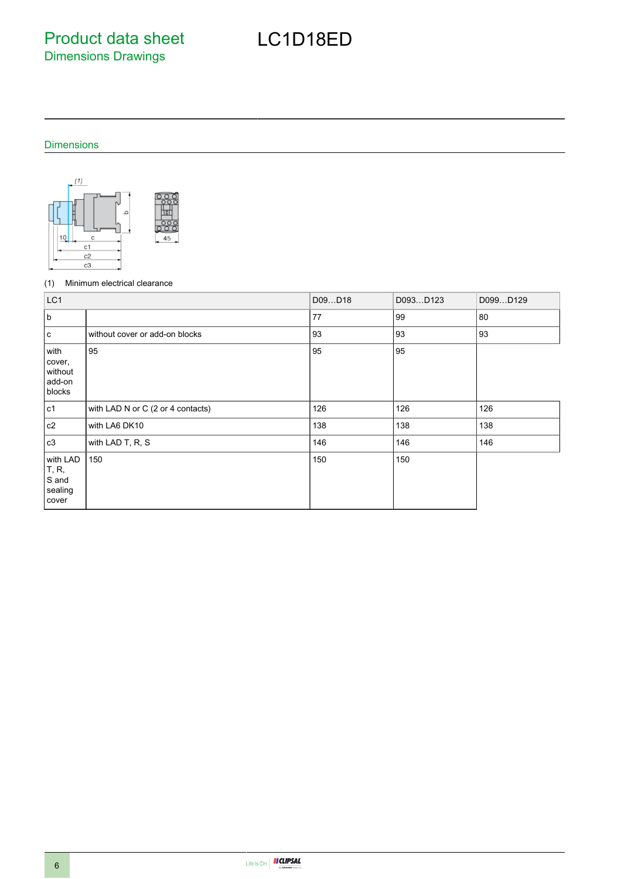# Product data sheet

## Dimensions Drawings

# LC1D18ED

### Dimensions

(1) Minimum electrical clearance

| LC1 | | D09…D18 | D093…D123 | D099…D129 |
|---|---|---|---|---|
| b | | 77 | 99 | 80 |
| c | without cover or add-on blocks | 93 | 93 | 93 |
| with cover, without add-on blocks | 95 | 95 | 95 | |
| c1 | with LAD N or C (2 or 4 contacts) | 126 | 126 | 126 |
| c2 | with LA6 DK10 | 138 | 138 | 138 |
| c3 | with LAD T, R, S | 146 | 146 | 146 |
| with LAD T, R, S and sealing cover | 150 | 150 | 150 | |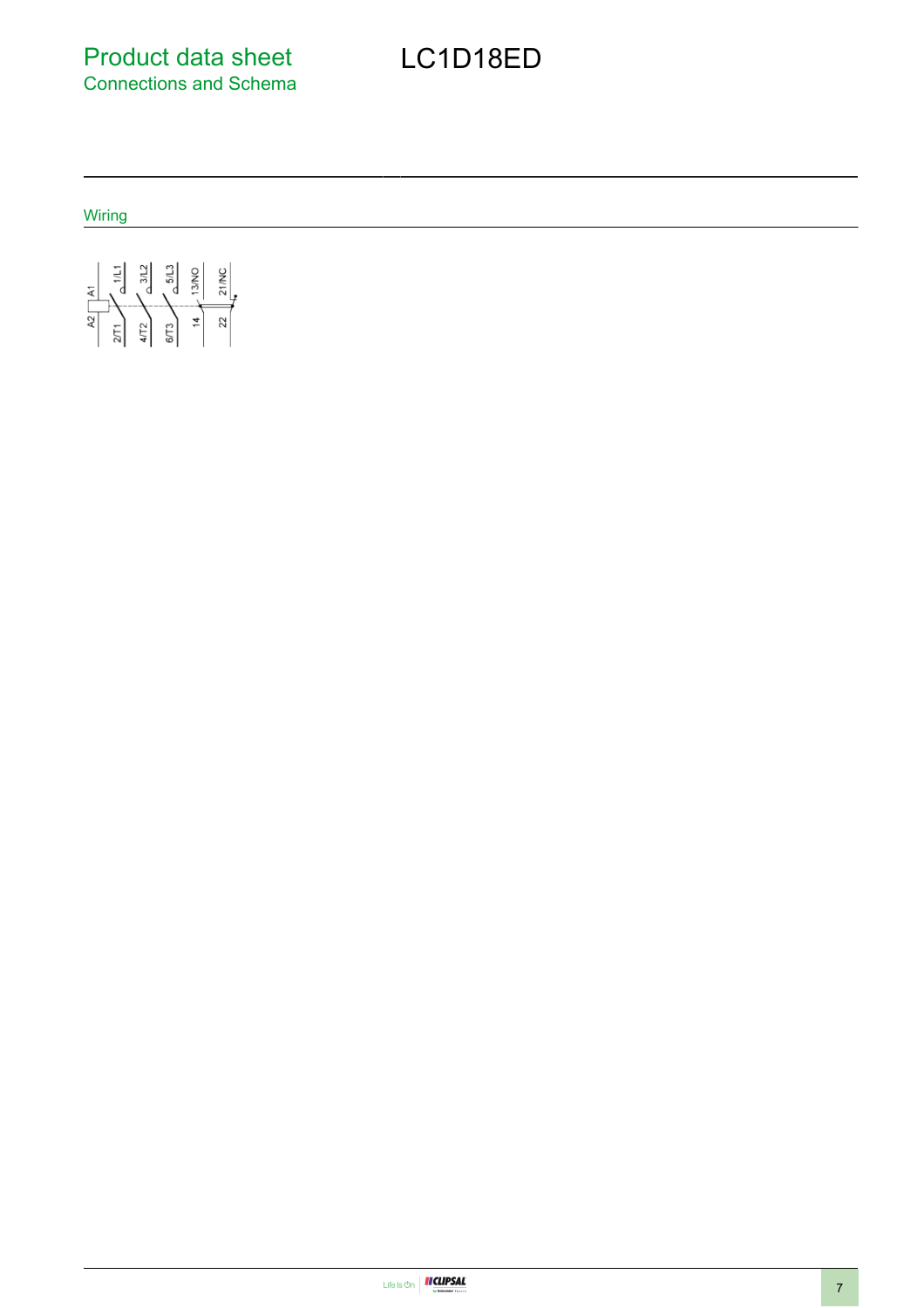# Wiring

A1
A2
1/L1
2/T1
3/L2
4/T2
5/L3
6/T3
13/NO
14
21/NC
22